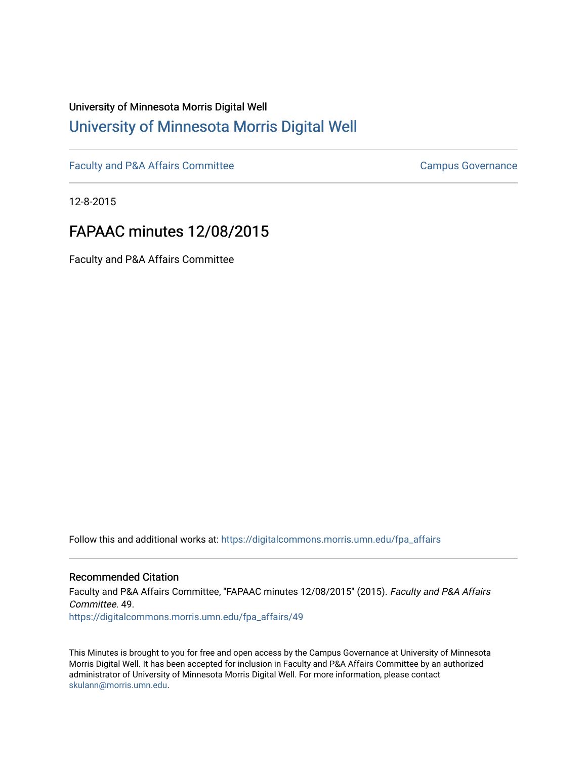University of Minnesota Morris Digital Well

## University of Minnesota Morris Digital Well

Faculty and P&A Affairs Committee | Campus Governance

12-8-2015

# FAPAAC minutes 12/08/2015

Faculty and P&A Affairs Committee

Follow this and additional works at: https://digitalcommons.morris.umn.edu/fpa_affairs

### Recommended Citation

Faculty and P&A Affairs Committee, "FAPAAC minutes 12/08/2015" (2015). *Faculty and P&A Affairs Committee*. 49.
https://digitalcommons.morris.umn.edu/fpa_affairs/49

This Minutes is brought to you for free and open access by the Campus Governance at University of Minnesota Morris Digital Well. It has been accepted for inclusion in Faculty and P&A Affairs Committee by an authorized administrator of University of Minnesota Morris Digital Well. For more information, please contact skulann@morris.umn.edu.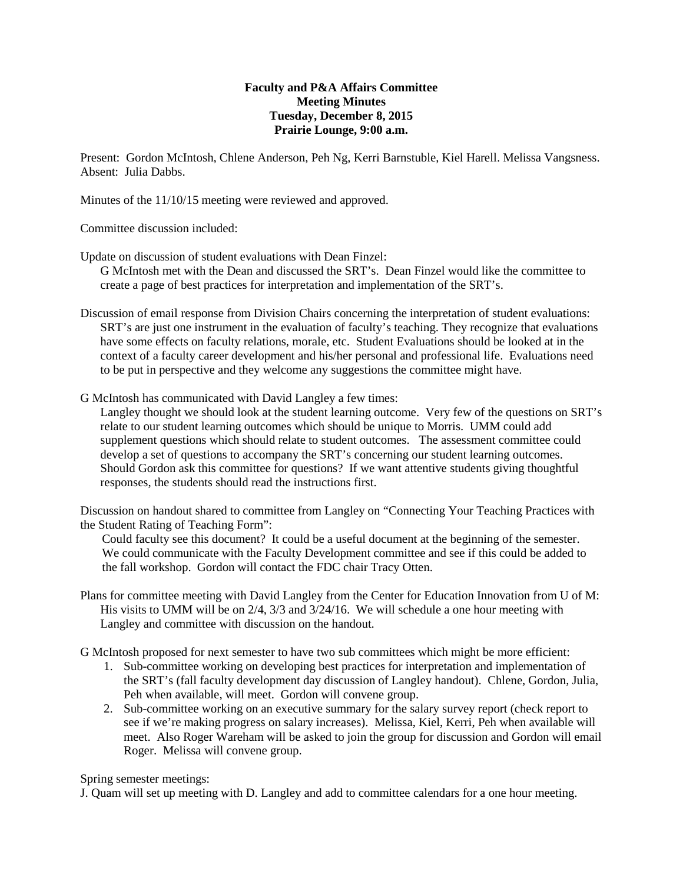**Faculty and P&A Affairs Committee**
**Meeting Minutes**
**Tuesday, December 8, 2015**
**Prairie Lounge, 9:00 a.m.**

Present: Gordon McIntosh, Chlene Anderson, Peh Ng, Kerri Barnstuble, Kiel Harell. Melissa Vangsness.
Absent: Julia Dabbs.

Minutes of the 11/10/15 meeting were reviewed and approved.

Committee discussion included:

Update on discussion of student evaluations with Dean Finzel:
G McIntosh met with the Dean and discussed the SRT's. Dean Finzel would like the committee to create a page of best practices for interpretation and implementation of the SRT's.

Discussion of email response from Division Chairs concerning the interpretation of student evaluations:
SRT's are just one instrument in the evaluation of faculty's teaching. They recognize that evaluations have some effects on faculty relations, morale, etc. Student Evaluations should be looked at in the context of a faculty career development and his/her personal and professional life. Evaluations need to be put in perspective and they welcome any suggestions the committee might have.

G McIntosh has communicated with David Langley a few times:
Langley thought we should look at the student learning outcome. Very few of the questions on SRT's relate to our student learning outcomes which should be unique to Morris. UMM could add supplement questions which should relate to student outcomes. The assessment committee could develop a set of questions to accompany the SRT's concerning our student learning outcomes. Should Gordon ask this committee for questions? If we want attentive students giving thoughtful responses, the students should read the instructions first.

Discussion on handout shared to committee from Langley on "Connecting Your Teaching Practices with the Student Rating of Teaching Form":
Could faculty see this document? It could be a useful document at the beginning of the semester. We could communicate with the Faculty Development committee and see if this could be added to the fall workshop. Gordon will contact the FDC chair Tracy Otten.

Plans for committee meeting with David Langley from the Center for Education Innovation from U of M:
His visits to UMM will be on 2/4, 3/3 and 3/24/16. We will schedule a one hour meeting with Langley and committee with discussion on the handout.

G McIntosh proposed for next semester to have two sub committees which might be more efficient:

1. Sub-committee working on developing best practices for interpretation and implementation of the SRT's (fall faculty development day discussion of Langley handout). Chlene, Gordon, Julia, Peh when available, will meet. Gordon will convene group.
2. Sub-committee working on an executive summary for the salary survey report (check report to see if we're making progress on salary increases). Melissa, Kiel, Kerri, Peh when available will meet. Also Roger Wareham will be asked to join the group for discussion and Gordon will email Roger. Melissa will convene group.

Spring semester meetings:
J. Quam will set up meeting with D. Langley and add to committee calendars for a one hour meeting.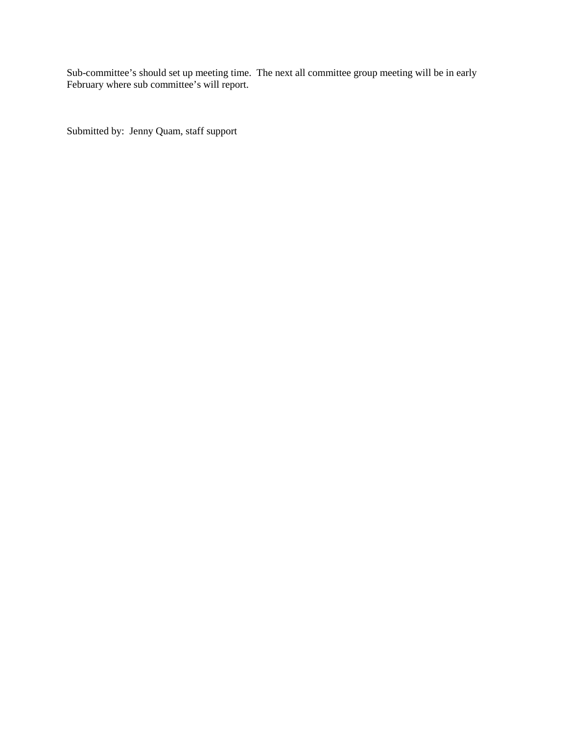Sub-committee’s should set up meeting time.  The next all committee group meeting will be in early February where sub committee’s will report.

Submitted by:  Jenny Quam, staff support